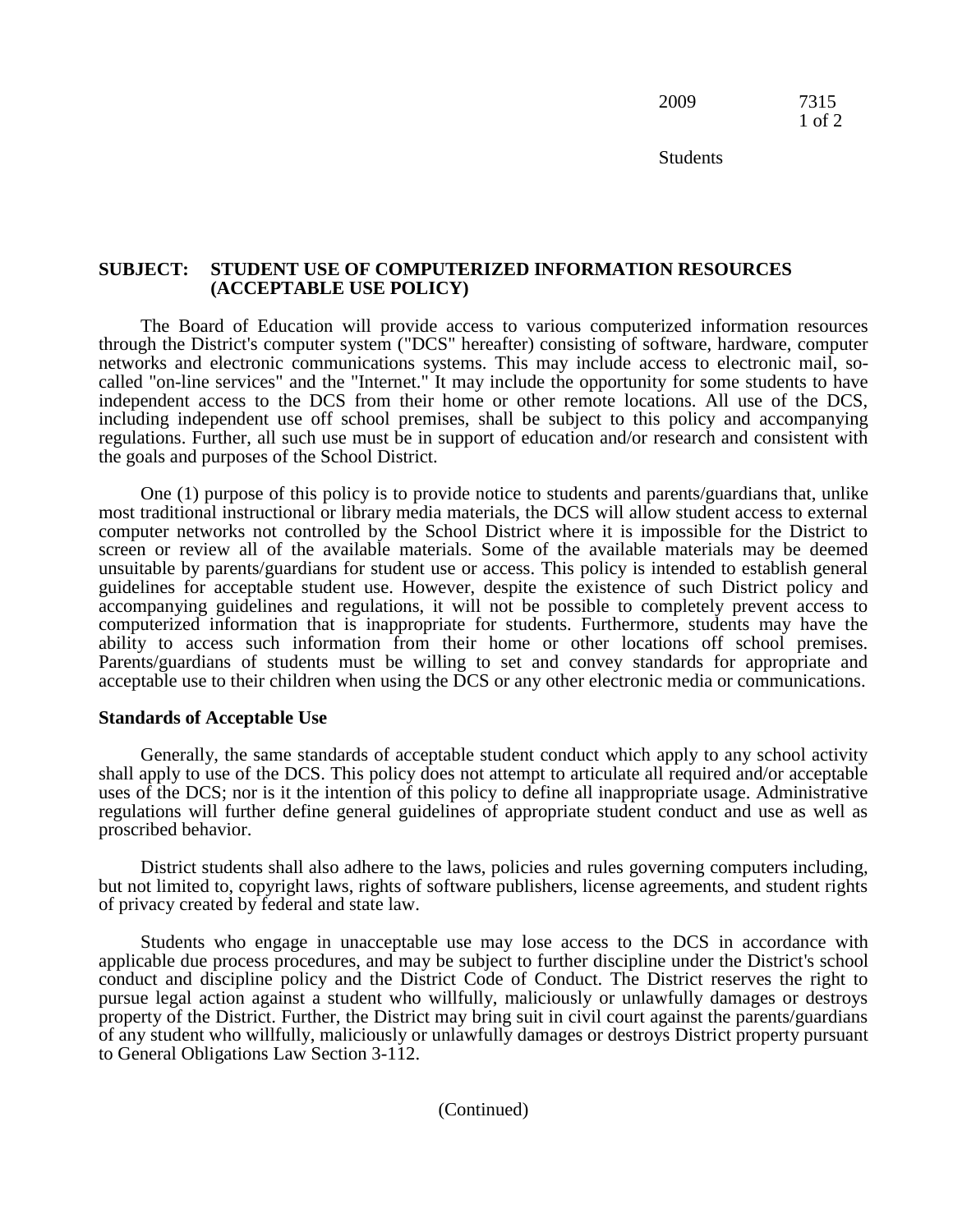**SUBJECT: STUDENT USE OF COMPUTERIZED INFORMATION RESOURCES (ACCEPTABLE USE POLICY)**

The Board of Education will provide access to various computerized information resources through the District's computer system ("DCS" hereafter) consisting of software, hardware, computer networks and electronic communications systems. This may include access to electronic mail, so-called "on-line services" and the "Internet." It may include the opportunity for some students to have independent access to the DCS from their home or other remote locations. All use of the DCS, including independent use off school premises, shall be subject to this policy and accompanying regulations. Further, all such use must be in support of education and/or research and consistent with the goals and purposes of the School District.

One (1) purpose of this policy is to provide notice to students and parents/guardians that, unlike most traditional instructional or library media materials, the DCS will allow student access to external computer networks not controlled by the School District where it is impossible for the District to screen or review all of the available materials. Some of the available materials may be deemed unsuitable by parents/guardians for student use or access. This policy is intended to establish general guidelines for acceptable student use. However, despite the existence of such District policy and accompanying guidelines and regulations, it will not be possible to completely prevent access to computerized information that is inappropriate for students. Furthermore, students may have the ability to access such information from their home or other locations off school premises. Parents/guardians of students must be willing to set and convey standards for appropriate and acceptable use to their children when using the DCS or any other electronic media or communications.

**Standards of Acceptable Use**

Generally, the same standards of acceptable student conduct which apply to any school activity shall apply to use of the DCS. This policy does not attempt to articulate all required and/or acceptable uses of the DCS; nor is it the intention of this policy to define all inappropriate usage. Administrative regulations will further define general guidelines of appropriate student conduct and use as well as proscribed behavior.

District students shall also adhere to the laws, policies and rules governing computers including, but not limited to, copyright laws, rights of software publishers, license agreements, and student rights of privacy created by federal and state law.

Students who engage in unacceptable use may lose access to the DCS in accordance with applicable due process procedures, and may be subject to further discipline under the District's school conduct and discipline policy and the District Code of Conduct. The District reserves the right to pursue legal action against a student who willfully, maliciously or unlawfully damages or destroys property of the District. Further, the District may bring suit in civil court against the parents/guardians of any student who willfully, maliciously or unlawfully damages or destroys District property pursuant to General Obligations Law Section 3-112.

(Continued)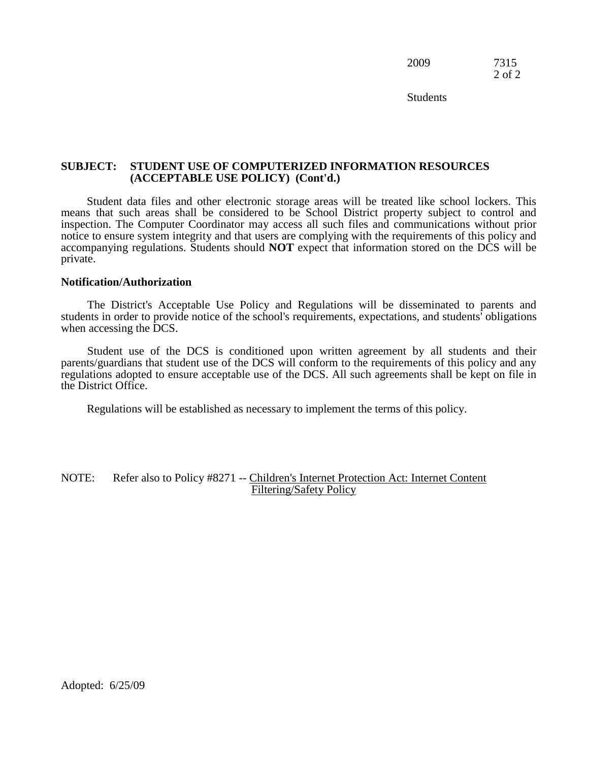# SUBJECT: STUDENT USE OF COMPUTERIZED INFORMATION RESOURCES (ACCEPTABLE USE POLICY) (Cont'd.)

Student data files and other electronic storage areas will be treated like school lockers. This means that such areas shall be considered to be School District property subject to control and inspection. The Computer Coordinator may access all such files and communications without prior notice to ensure system integrity and that users are complying with the requirements of this policy and accompanying regulations. Students should **NOT** expect that information stored on the DCS will be private.

**Notification/Authorization**

The District's Acceptable Use Policy and Regulations will be disseminated to parents and students in order to provide notice of the school's requirements, expectations, and students' obligations when accessing the DCS.

Student use of the DCS is conditioned upon written agreement by all students and their parents/guardians that student use of the DCS will conform to the requirements of this policy and any regulations adopted to ensure acceptable use of the DCS. All such agreements shall be kept on file in the District Office.

Regulations will be established as necessary to implement the terms of this policy.

NOTE: Refer also to Policy #8271 -- Children's Internet Protection Act: Internet Content Filtering/Safety Policy

Adopted: 6/25/09